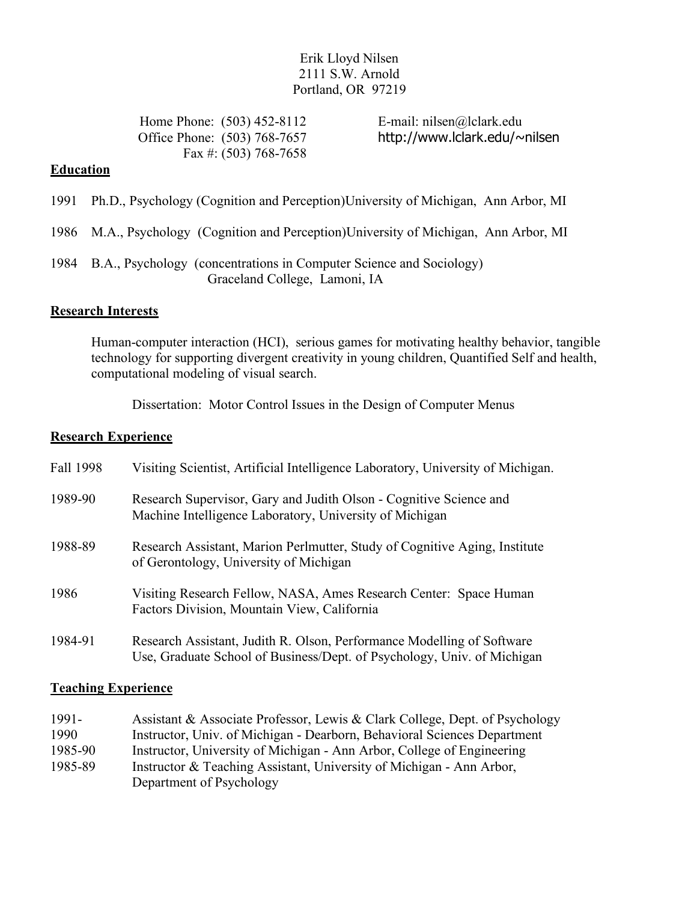Erik Lloyd Nilsen
2111 S.W. Arnold
Portland, OR 97219

Home Phone: (503) 452-8112
Office Phone: (503) 768-7657
Fax #: (503) 768-7658

E-mail: nilsen@lclark.edu
http://www.lclark.edu/~nilsen

## Education

1991 Ph.D., Psychology (Cognition and Perception) University of Michigan, Ann Arbor, MI

1986 M.A., Psychology (Cognition and Perception) University of Michigan, Ann Arbor, MI

1984 B.A., Psychology (concentrations in Computer Science and Sociology)
Graceland College, Lamoni, IA

## Research Interests

Human-computer interaction (HCI), serious games for motivating healthy behavior, tangible technology for supporting divergent creativity in young children, Quantified Self and health, computational modeling of visual search.

Dissertation: Motor Control Issues in the Design of Computer Menus

## Research Experience

Fall 1998 Visiting Scientist, Artificial Intelligence Laboratory, University of Michigan.

1989-90 Research Supervisor, Gary and Judith Olson - Cognitive Science and Machine Intelligence Laboratory, University of Michigan

1988-89 Research Assistant, Marion Perlmutter, Study of Cognitive Aging, Institute of Gerontology, University of Michigan

1986 Visiting Research Fellow, NASA, Ames Research Center: Space Human Factors Division, Mountain View, California

1984-91 Research Assistant, Judith R. Olson, Performance Modelling of Software Use, Graduate School of Business/Dept. of Psychology, Univ. of Michigan

## Teaching Experience

1991- Assistant & Associate Professor, Lewis & Clark College, Dept. of Psychology
1990 Instructor, Univ. of Michigan - Dearborn, Behavioral Sciences Department
1985-90 Instructor, University of Michigan - Ann Arbor, College of Engineering
1985-89 Instructor & Teaching Assistant, University of Michigan - Ann Arbor, Department of Psychology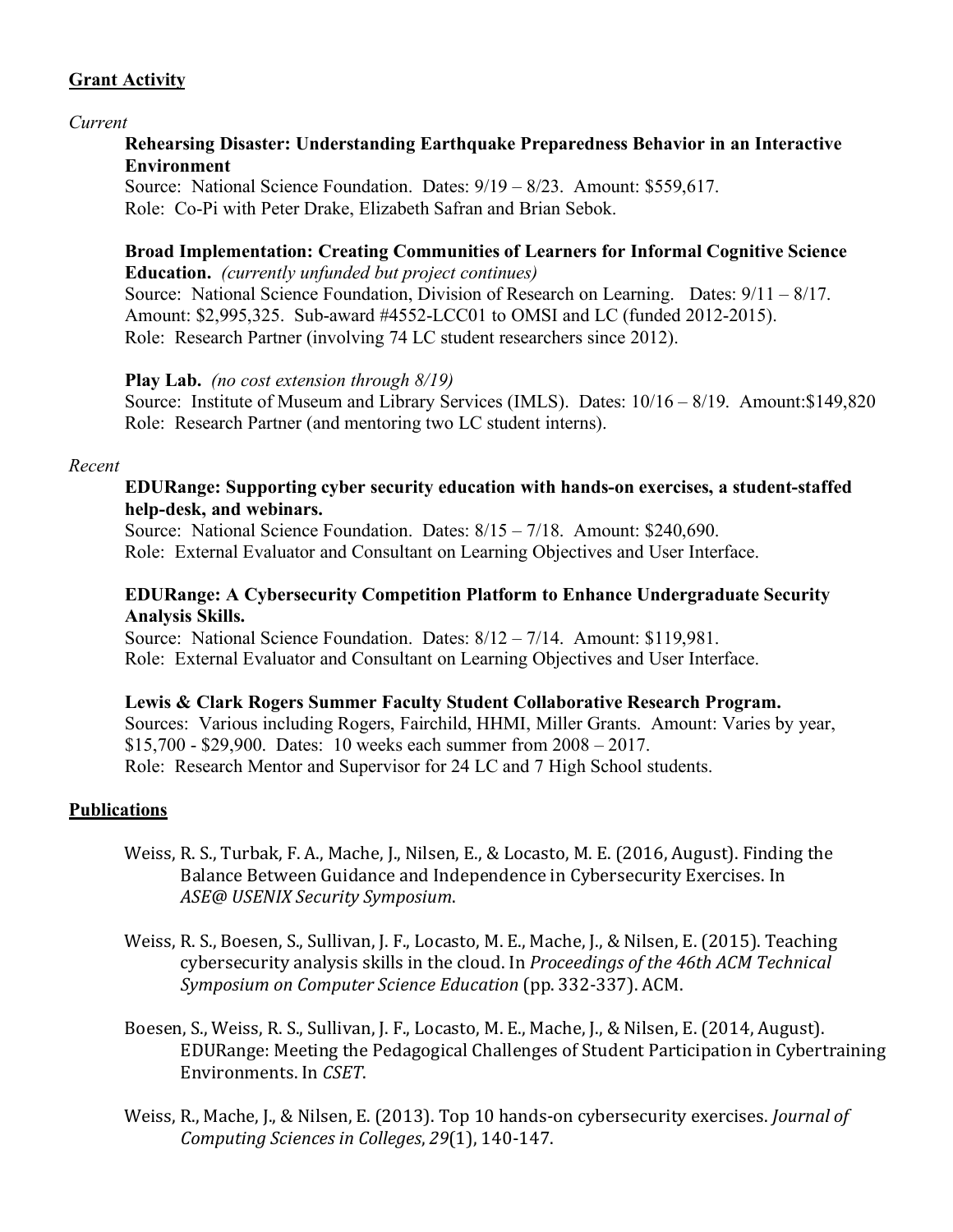## Grant Activity

*Current*

**Rehearsing Disaster: Understanding Earthquake Preparedness Behavior in an Interactive Environment**
Source: National Science Foundation. Dates: 9/19 – 8/23. Amount: $559,617.
Role: Co-Pi with Peter Drake, Elizabeth Safran and Brian Sebok.

**Broad Implementation: Creating Communities of Learners for Informal Cognitive Science Education.** *(currently unfunded but project continues)*
Source: National Science Foundation, Division of Research on Learning. Dates: 9/11 – 8/17.
Amount: $2,995,325. Sub-award #4552-LCC01 to OMSI and LC (funded 2012-2015).
Role: Research Partner (involving 74 LC student researchers since 2012).

**Play Lab.** *(no cost extension through 8/19)*
Source: Institute of Museum and Library Services (IMLS). Dates: 10/16 – 8/19. Amount:$149,820
Role: Research Partner (and mentoring two LC student interns).

*Recent*

**EDURange: Supporting cyber security education with hands-on exercises, a student-staffed help-desk, and webinars.**
Source: National Science Foundation. Dates: 8/15 – 7/18. Amount: $240,690.
Role: External Evaluator and Consultant on Learning Objectives and User Interface.

**EDURange: A Cybersecurity Competition Platform to Enhance Undergraduate Security Analysis Skills.**
Source: National Science Foundation. Dates: 8/12 – 7/14. Amount: $119,981.
Role: External Evaluator and Consultant on Learning Objectives and User Interface.

**Lewis & Clark Rogers Summer Faculty Student Collaborative Research Program.**
Sources: Various including Rogers, Fairchild, HHMI, Miller Grants. Amount: Varies by year, $15,700 - $29,900. Dates: 10 weeks each summer from 2008 – 2017.
Role: Research Mentor and Supervisor for 24 LC and 7 High School students.

## Publications

Weiss, R. S., Turbak, F. A., Mache, J., Nilsen, E., & Locasto, M. E. (2016, August). Finding the Balance Between Guidance and Independence in Cybersecurity Exercises. In *ASE@ USENIX Security Symposium*.

Weiss, R. S., Boesen, S., Sullivan, J. F., Locasto, M. E., Mache, J., & Nilsen, E. (2015). Teaching cybersecurity analysis skills in the cloud. In *Proceedings of the 46th ACM Technical Symposium on Computer Science Education* (pp. 332-337). ACM.

Boesen, S., Weiss, R. S., Sullivan, J. F., Locasto, M. E., Mache, J., & Nilsen, E. (2014, August). EDURange: Meeting the Pedagogical Challenges of Student Participation in Cybertraining Environments. In *CSET*.

Weiss, R., Mache, J., & Nilsen, E. (2013). Top 10 hands-on cybersecurity exercises. *Journal of Computing Sciences in Colleges*, *29*(1), 140-147.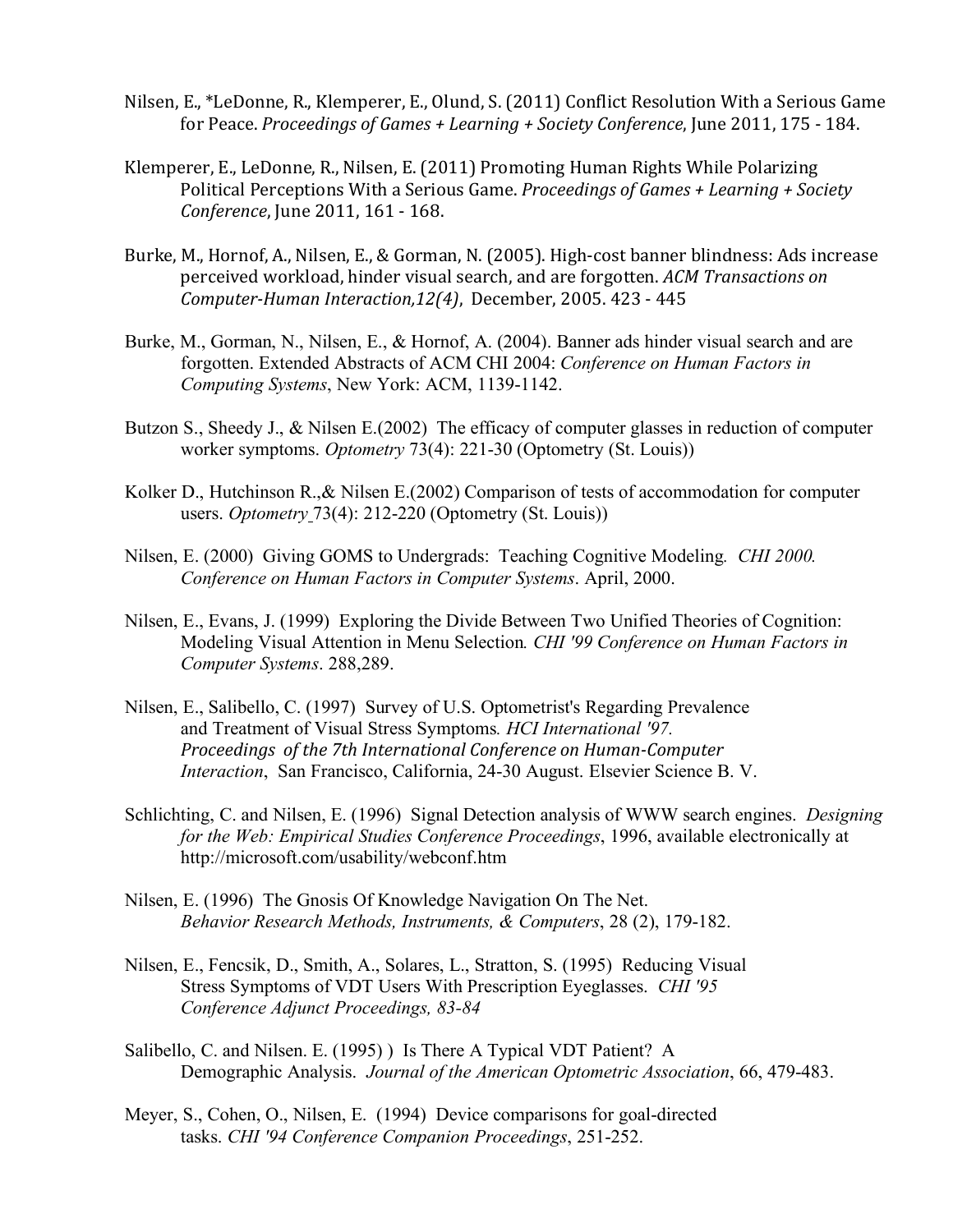Nilsen, E., *LeDonne, R., Klemperer, E., Olund, S. (2011) Conflict Resolution With a Serious Game for Peace. *Proceedings of Games + Learning + Society Conference*, June 2011, 175 - 184.

Klemperer, E., LeDonne, R., Nilsen, E. (2011) Promoting Human Rights While Polarizing Political Perceptions With a Serious Game. *Proceedings of Games + Learning + Society Conference*, June 2011, 161 - 168.

Burke, M., Hornof, A., Nilsen, E., & Gorman, N. (2005). High-cost banner blindness: Ads increase perceived workload, hinder visual search, and are forgotten. *ACM Transactions on Computer-Human Interaction,12(4)*, December, 2005. 423 - 445

Burke, M., Gorman, N., Nilsen, E., & Hornof, A. (2004). Banner ads hinder visual search and are forgotten. Extended Abstracts of ACM CHI 2004: *Conference on Human Factors in Computing Systems*, New York: ACM, 1139-1142.

Butzon S., Sheedy J., & Nilsen E.(2002) The efficacy of computer glasses in reduction of computer worker symptoms. *Optometry* 73(4): 221-30 (Optometry (St. Louis))

Kolker D., Hutchinson R.,& Nilsen E.(2002) Comparison of tests of accommodation for computer users. *Optometry* 73(4): 212-220 (Optometry (St. Louis))

Nilsen, E. (2000) Giving GOMS to Undergrads: Teaching Cognitive Modeling*. CHI 2000. Conference on Human Factors in Computer Systems*. April, 2000.

Nilsen, E., Evans, J. (1999) Exploring the Divide Between Two Unified Theories of Cognition: Modeling Visual Attention in Menu Selection*. CHI '99 Conference on Human Factors in Computer Systems*. 288,289.

Nilsen, E., Salibello, C. (1997) Survey of U.S. Optometrist's Regarding Prevalence and Treatment of Visual Stress Symptoms*. HCI International '97. Proceedings of the 7th International Conference on Human-Computer Interaction*, San Francisco, California, 24-30 August. Elsevier Science B. V.

Schlichting, C. and Nilsen, E. (1996) Signal Detection analysis of WWW search engines. *Designing for the Web: Empirical Studies Conference Proceedings*, 1996, available electronically at http://microsoft.com/usability/webconf.htm

Nilsen, E. (1996) The Gnosis Of Knowledge Navigation On The Net. *Behavior Research Methods, Instruments, & Computers*, 28 (2), 179-182.

Nilsen, E., Fencsik, D., Smith, A., Solares, L., Stratton, S. (1995) Reducing Visual Stress Symptoms of VDT Users With Prescription Eyeglasses. *CHI '95 Conference Adjunct Proceedings, 83-84*

Salibello, C. and Nilsen. E. (1995) ) Is There A Typical VDT Patient? A Demographic Analysis. *Journal of the American Optometric Association*, 66, 479-483.

Meyer, S., Cohen, O., Nilsen, E. (1994) Device comparisons for goal-directed tasks. *CHI '94 Conference Companion Proceedings*, 251-252.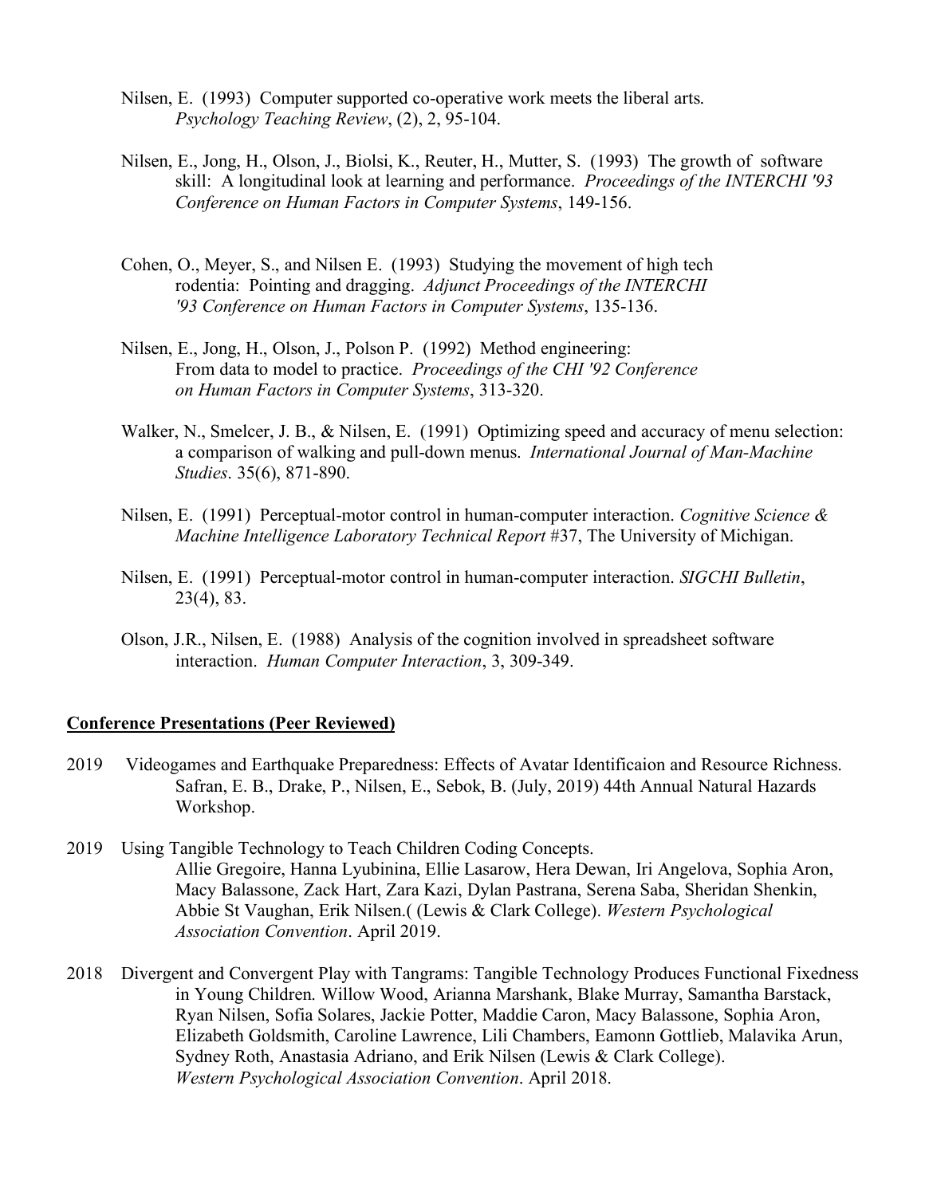Nilsen, E. (1993) Computer supported co-operative work meets the liberal arts. *Psychology Teaching Review*, (2), 2, 95-104.

Nilsen, E., Jong, H., Olson, J., Biolsi, K., Reuter, H., Mutter, S. (1993) The growth of software skill: A longitudinal look at learning and performance. *Proceedings of the INTERCHI '93 Conference on Human Factors in Computer Systems*, 149-156.

Cohen, O., Meyer, S., and Nilsen E. (1993) Studying the movement of high tech rodentia: Pointing and dragging. *Adjunct Proceedings of the INTERCHI '93 Conference on Human Factors in Computer Systems*, 135-136.

Nilsen, E., Jong, H., Olson, J., Polson P. (1992) Method engineering: From data to model to practice. *Proceedings of the CHI '92 Conference on Human Factors in Computer Systems*, 313-320.

Walker, N., Smelcer, J. B., & Nilsen, E. (1991) Optimizing speed and accuracy of menu selection: a comparison of walking and pull-down menus. *International Journal of Man-Machine Studies*. 35(6), 871-890.

Nilsen, E. (1991) Perceptual-motor control in human-computer interaction. *Cognitive Science & Machine Intelligence Laboratory Technical Report* #37, The University of Michigan.

Nilsen, E. (1991) Perceptual-motor control in human-computer interaction. *SIGCHI Bulletin*, 23(4), 83.

Olson, J.R., Nilsen, E. (1988) Analysis of the cognition involved in spreadsheet software interaction. *Human Computer Interaction*, 3, 309-349.

## Conference Presentations (Peer Reviewed)

2019 Videogames and Earthquake Preparedness: Effects of Avatar Identificaion and Resource Richness. Safran, E. B., Drake, P., Nilsen, E., Sebok, B. (July, 2019) 44th Annual Natural Hazards Workshop.

2019 Using Tangible Technology to Teach Children Coding Concepts. Allie Gregoire, Hanna Lyubinina, Ellie Lasarow, Hera Dewan, Iri Angelova, Sophia Aron, Macy Balassone, Zack Hart, Zara Kazi, Dylan Pastrana, Serena Saba, Sheridan Shenkin, Abbie St Vaughan, Erik Nilsen.( (Lewis & Clark College). *Western Psychological Association Convention*. April 2019.

2018 Divergent and Convergent Play with Tangrams: Tangible Technology Produces Functional Fixedness in Young Children. Willow Wood, Arianna Marshank, Blake Murray, Samantha Barstack, Ryan Nilsen, Sofia Solares, Jackie Potter, Maddie Caron, Macy Balassone, Sophia Aron, Elizabeth Goldsmith, Caroline Lawrence, Lili Chambers, Eamonn Gottlieb, Malavika Arun, Sydney Roth, Anastasia Adriano, and Erik Nilsen (Lewis & Clark College). *Western Psychological Association Convention*. April 2018.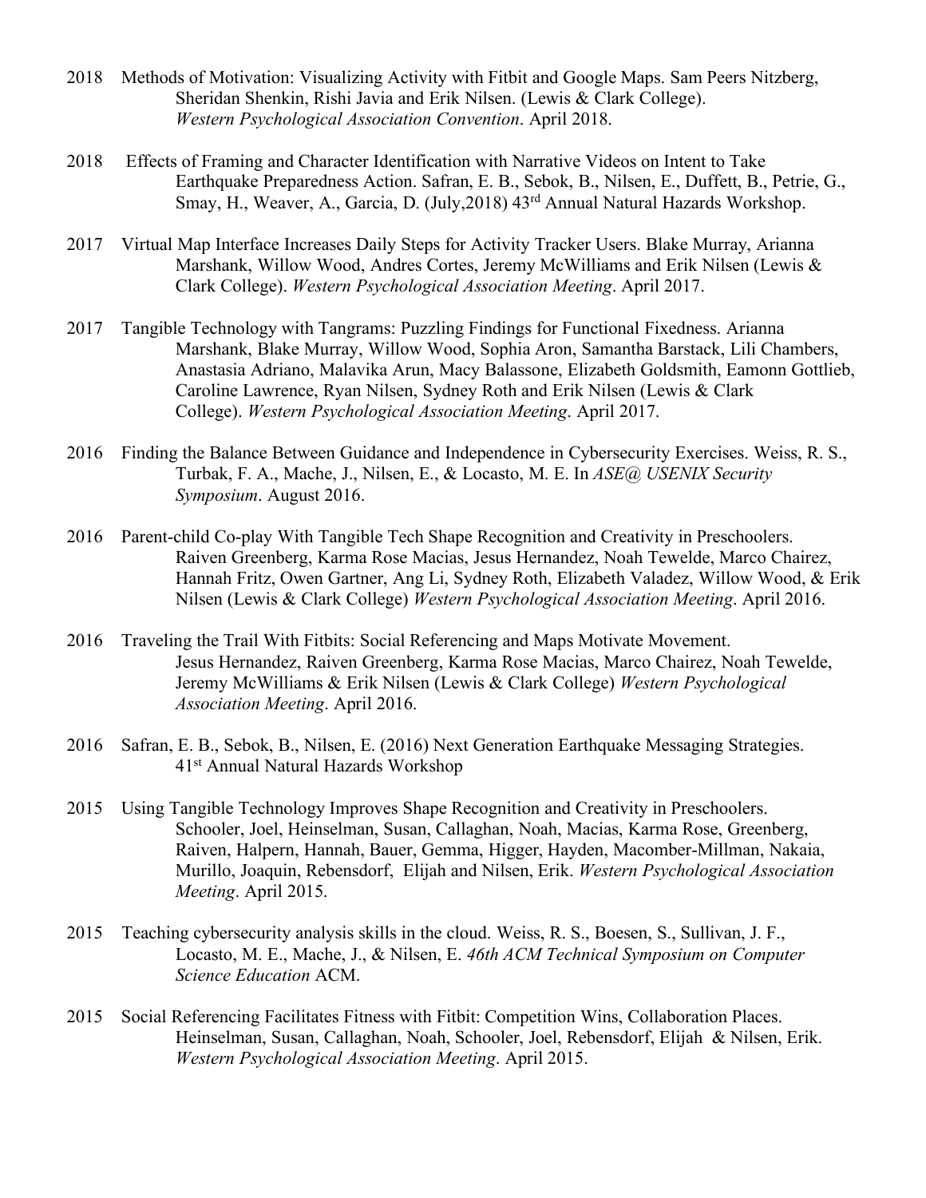2018 Methods of Motivation: Visualizing Activity with Fitbit and Google Maps. Sam Peers Nitzberg, Sheridan Shenkin, Rishi Javia and Erik Nilsen. (Lewis & Clark College). *Western Psychological Association Convention*. April 2018.

2018 Effects of Framing and Character Identification with Narrative Videos on Intent to Take Earthquake Preparedness Action. Safran, E. B., Sebok, B., Nilsen, E., Duffett, B., Petrie, G., Smay, H., Weaver, A., Garcia, D. (July,2018) 43rd Annual Natural Hazards Workshop.

2017 Virtual Map Interface Increases Daily Steps for Activity Tracker Users. Blake Murray, Arianna Marshank, Willow Wood, Andres Cortes, Jeremy McWilliams and Erik Nilsen (Lewis & Clark College). *Western Psychological Association Meeting*. April 2017.

2017 Tangible Technology with Tangrams: Puzzling Findings for Functional Fixedness. Arianna Marshank, Blake Murray, Willow Wood, Sophia Aron, Samantha Barstack, Lili Chambers, Anastasia Adriano, Malavika Arun, Macy Balassone, Elizabeth Goldsmith, Eamonn Gottlieb, Caroline Lawrence, Ryan Nilsen, Sydney Roth and Erik Nilsen (Lewis & Clark College). *Western Psychological Association Meeting*. April 2017.

2016 Finding the Balance Between Guidance and Independence in Cybersecurity Exercises. Weiss, R. S., Turbak, F. A., Mache, J., Nilsen, E., & Locasto, M. E. In *ASE@ USENIX Security Symposium*. August 2016.

2016 Parent-child Co-play With Tangible Tech Shape Recognition and Creativity in Preschoolers. Raiven Greenberg, Karma Rose Macias, Jesus Hernandez, Noah Tewelde, Marco Chairez, Hannah Fritz, Owen Gartner, Ang Li, Sydney Roth, Elizabeth Valadez, Willow Wood, & Erik Nilsen (Lewis & Clark College) *Western Psychological Association Meeting*. April 2016.

2016 Traveling the Trail With Fitbits: Social Referencing and Maps Motivate Movement. Jesus Hernandez, Raiven Greenberg, Karma Rose Macias, Marco Chairez, Noah Tewelde, Jeremy McWilliams & Erik Nilsen (Lewis & Clark College) *Western Psychological Association Meeting*. April 2016.

2016 Safran, E. B., Sebok, B., Nilsen, E. (2016) Next Generation Earthquake Messaging Strategies. 41st Annual Natural Hazards Workshop

2015 Using Tangible Technology Improves Shape Recognition and Creativity in Preschoolers. Schooler, Joel, Heinselman, Susan, Callaghan, Noah, Macias, Karma Rose, Greenberg, Raiven, Halpern, Hannah, Bauer, Gemma, Higger, Hayden, Macomber-Millman, Nakaia, Murillo, Joaquin, Rebensdorf, Elijah and Nilsen, Erik. *Western Psychological Association Meeting*. April 2015.

2015 Teaching cybersecurity analysis skills in the cloud. Weiss, R. S., Boesen, S., Sullivan, J. F., Locasto, M. E., Mache, J., & Nilsen, E. *46th ACM Technical Symposium on Computer Science Education* ACM.

2015 Social Referencing Facilitates Fitness with Fitbit: Competition Wins, Collaboration Places. Heinselman, Susan, Callaghan, Noah, Schooler, Joel, Rebensdorf, Elijah & Nilsen, Erik. *Western Psychological Association Meeting*. April 2015.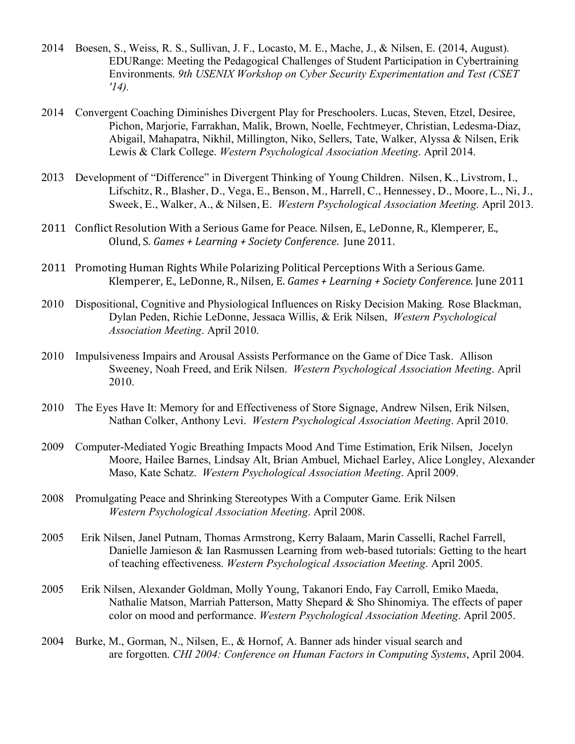2014 Boesen, S., Weiss, R. S., Sullivan, J. F., Locasto, M. E., Mache, J., & Nilsen, E. (2014, August). EDURange: Meeting the Pedagogical Challenges of Student Participation in Cybertraining Environments. *9th USENIX Workshop on Cyber Security Experimentation and Test (CSET '14).*

2014 Convergent Coaching Diminishes Divergent Play for Preschoolers. Lucas, Steven, Etzel, Desiree, Pichon, Marjorie, Farrakhan, Malik, Brown, Noelle, Fechtmeyer, Christian, Ledesma-Diaz, Abigail, Mahapatra, Nikhil, Millington, Niko, Sellers, Tate, Walker, Alyssa & Nilsen, Erik Lewis & Clark College. *Western Psychological Association Meeting*. April 2014.

2013 Development of "Difference" in Divergent Thinking of Young Children. Nilsen, K., Livstrom, I., Lifschitz, R., Blasher, D., Vega, E., Benson, M., Harrell, C., Hennessey, D., Moore, L., Ni, J., Sweek, E., Walker, A., & Nilsen, E. *Western Psychological Association Meeting.* April 2013.

2011 Conflict Resolution With a Serious Game for Peace. Nilsen, E., LeDonne, R., Klemperer, E., Olund, S. *Games + Learning + Society Conference*. June 2011.

2011 Promoting Human Rights While Polarizing Political Perceptions With a Serious Game. Klemperer, E., LeDonne, R., Nilsen, E. *Games + Learning + Society Conference*. June 2011

2010 Dispositional, Cognitive and Physiological Influences on Risky Decision Making. Rose Blackman, Dylan Peden, Richie LeDonne, Jessaca Willis, & Erik Nilsen, *Western Psychological Association Meeting*. April 2010.

2010 Impulsiveness Impairs and Arousal Assists Performance on the Game of Dice Task. Allison Sweeney, Noah Freed, and Erik Nilsen. *Western Psychological Association Meeting*. April 2010.

2010 The Eyes Have It: Memory for and Effectiveness of Store Signage, Andrew Nilsen, Erik Nilsen, Nathan Colker, Anthony Levi. *Western Psychological Association Meeting*. April 2010.

2009 Computer-Mediated Yogic Breathing Impacts Mood And Time Estimation, Erik Nilsen, Jocelyn Moore, Hailee Barnes, Lindsay Alt, Brian Ambuel, Michael Earley, Alice Longley, Alexander Maso, Kate Schatz. *Western Psychological Association Meeting*. April 2009.

2008 Promulgating Peace and Shrinking Stereotypes With a Computer Game. Erik Nilsen *Western Psychological Association Meeting*. April 2008.

2005 Erik Nilsen, Janel Putnam, Thomas Armstrong, Kerry Balaam, Marin Casselli, Rachel Farrell, Danielle Jamieson & Ian Rasmussen Learning from web-based tutorials: Getting to the heart of teaching effectiveness. *Western Psychological Association Meeting*. April 2005.

2005 Erik Nilsen, Alexander Goldman, Molly Young, Takanori Endo, Fay Carroll, Emiko Maeda, Nathalie Matson, Marriah Patterson, Matty Shepard & Sho Shinomiya. The effects of paper color on mood and performance. *Western Psychological Association Meeting*. April 2005.

2004 Burke, M., Gorman, N., Nilsen, E., & Hornof, A. Banner ads hinder visual search and are forgotten. *CHI 2004: Conference on Human Factors in Computing Systems*, April 2004.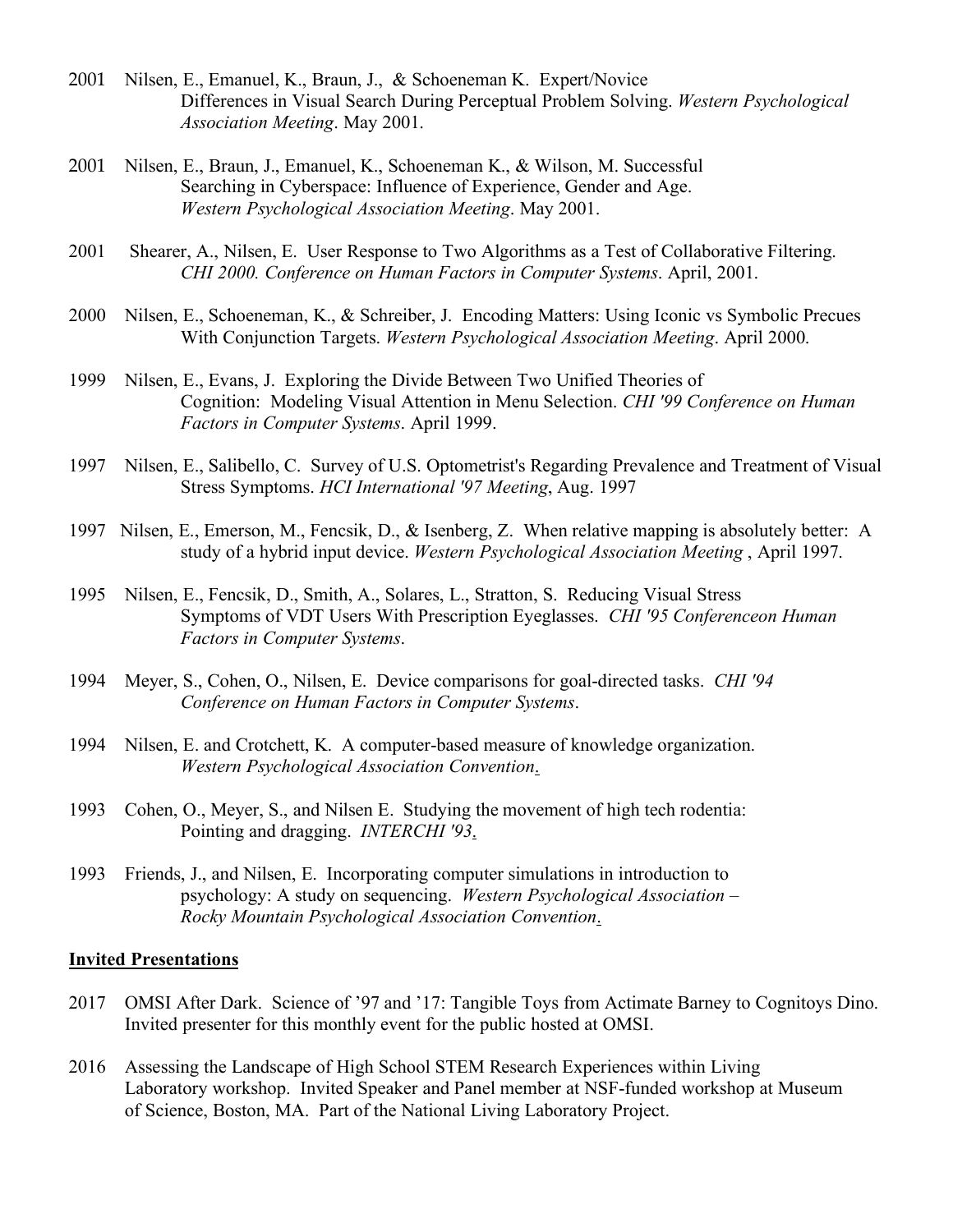2001 Nilsen, E., Emanuel, K., Braun, J., & Schoeneman K. Expert/Novice Differences in Visual Search During Perceptual Problem Solving. *Western Psychological Association Meeting*. May 2001.

2001 Nilsen, E., Braun, J., Emanuel, K., Schoeneman K., & Wilson, M. Successful Searching in Cyberspace: Influence of Experience, Gender and Age. *Western Psychological Association Meeting*. May 2001.

2001 Shearer, A., Nilsen, E. User Response to Two Algorithms as a Test of Collaborative Filtering. *CHI 2000. Conference on Human Factors in Computer Systems*. April, 2001.

2000 Nilsen, E., Schoeneman, K., & Schreiber, J. Encoding Matters: Using Iconic vs Symbolic Precues With Conjunction Targets. *Western Psychological Association Meeting*. April 2000.

1999 Nilsen, E., Evans, J. Exploring the Divide Between Two Unified Theories of Cognition: Modeling Visual Attention in Menu Selection. *CHI '99 Conference on Human Factors in Computer Systems*. April 1999.

1997 Nilsen, E., Salibello, C. Survey of U.S. Optometrist's Regarding Prevalence and Treatment of Visual Stress Symptoms. *HCI International '97 Meeting*, Aug. 1997

1997 Nilsen, E., Emerson, M., Fencsik, D., & Isenberg, Z. When relative mapping is absolutely better: A study of a hybrid input device. *Western Psychological Association Meeting* , April 1997.

1995 Nilsen, E., Fencsik, D., Smith, A., Solares, L., Stratton, S. Reducing Visual Stress Symptoms of VDT Users With Prescription Eyeglasses. *CHI '95 Conferenceon Human Factors in Computer Systems*.

1994 Meyer, S., Cohen, O., Nilsen, E. Device comparisons for goal-directed tasks. *CHI '94 Conference on Human Factors in Computer Systems*.

1994 Nilsen, E. and Crotchett, K. A computer-based measure of knowledge organization. *Western Psychological Association Convention*.

1993 Cohen, O., Meyer, S., and Nilsen E. Studying the movement of high tech rodentia: Pointing and dragging. *INTERCHI '93*.

1993 Friends, J., and Nilsen, E. Incorporating computer simulations in introduction to psychology: A study on sequencing. *Western Psychological Association – Rocky Mountain Psychological Association Convention*.

**Invited Presentations**

2017 OMSI After Dark. Science of '97 and '17: Tangible Toys from Actimate Barney to Cognitoys Dino. Invited presenter for this monthly event for the public hosted at OMSI.

2016 Assessing the Landscape of High School STEM Research Experiences within Living Laboratory workshop. Invited Speaker and Panel member at NSF-funded workshop at Museum of Science, Boston, MA. Part of the National Living Laboratory Project.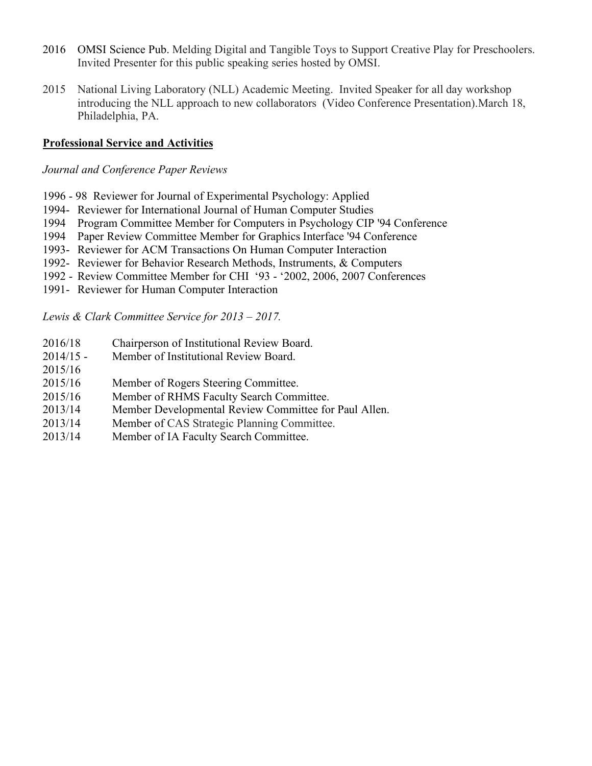2016 OMSI Science Pub. Melding Digital and Tangible Toys to Support Creative Play for Preschoolers. Invited Presenter for this public speaking series hosted by OMSI.

2015 National Living Laboratory (NLL) Academic Meeting. Invited Speaker for all day workshop introducing the NLL approach to new collaborators (Video Conference Presentation).March 18, Philadelphia, PA.

**Professional Service and Activities**

*Journal and Conference Paper Reviews*

1996 - 98 Reviewer for Journal of Experimental Psychology: Applied
1994- Reviewer for International Journal of Human Computer Studies
1994 Program Committee Member for Computers in Psychology CIP '94 Conference
1994 Paper Review Committee Member for Graphics Interface '94 Conference
1993- Reviewer for ACM Transactions On Human Computer Interaction
1992- Reviewer for Behavior Research Methods, Instruments, & Computers
1992 - Review Committee Member for CHI '93 - '2002, 2006, 2007 Conferences
1991- Reviewer for Human Computer Interaction

*Lewis & Clark Committee Service for 2013 – 2017.*

2016/18 Chairperson of Institutional Review Board.
2014/15 - 2015/16 Member of Institutional Review Board.
2015/16 Member of Rogers Steering Committee.
2015/16 Member of RHMS Faculty Search Committee.
2013/14 Member Developmental Review Committee for Paul Allen.
2013/14 Member of CAS Strategic Planning Committee.
2013/14 Member of IA Faculty Search Committee.